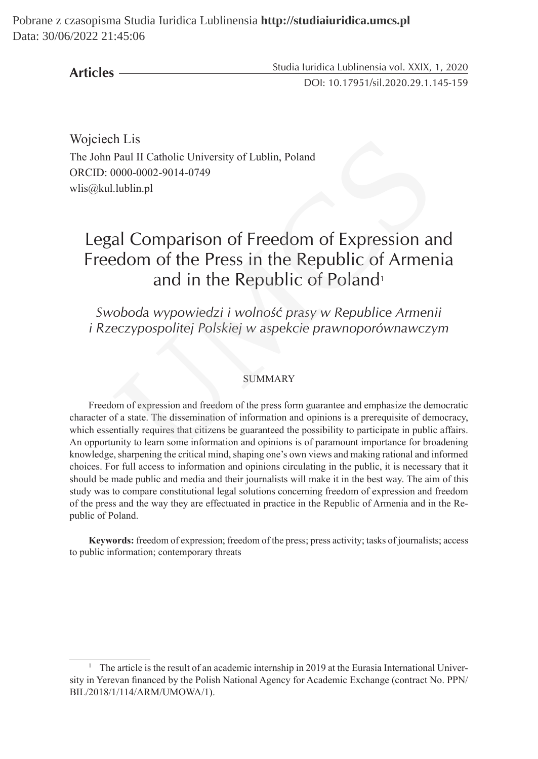Articles

DOI: 10.17951/sil.2020.29.1.145-159

Wojciech Lis
The John Paul II Catholic University of Lublin, Poland
ORCID: 0000-0002-9014-0749
wlis@kul.lublin.pl

# Legal Comparison of Freedom of Expression and Freedom of the Press in the Republic of Armenia and in the Republic of Poland[1]

*Swoboda wypowiedzi i wolność prasy w Republice Armenii i Rzeczypospolitej Polskiej w aspekcie prawnoporównawczym*

## SUMMARY

Freedom of expression and freedom of the press form guarantee and emphasize the democratic character of a state. The dissemination of information and opinions is a prerequisite of democracy, which essentially requires that citizens be guaranteed the possibility to participate in public affairs. An opportunity to learn some information and opinions is of paramount importance for broadening knowledge, sharpening the critical mind, shaping one's own views and making rational and informed choices. For full access to information and opinions circulating in the public, it is necessary that it should be made public and media and their journalists will make it in the best way. The aim of this study was to compare constitutional legal solutions concerning freedom of expression and freedom of the press and the way they are effectuated in practice in the Republic of Armenia and in the Republic of Poland.

**Keywords:** freedom of expression; freedom of the press; press activity; tasks of journalists; access to public information; contemporary threats

[1] The article is the result of an academic internship in 2019 at the Eurasia International University in Yerevan financed by the Polish National Agency for Academic Exchange (contract No. PPN/BIL/2018/1/114/ARM/UMOWA/1).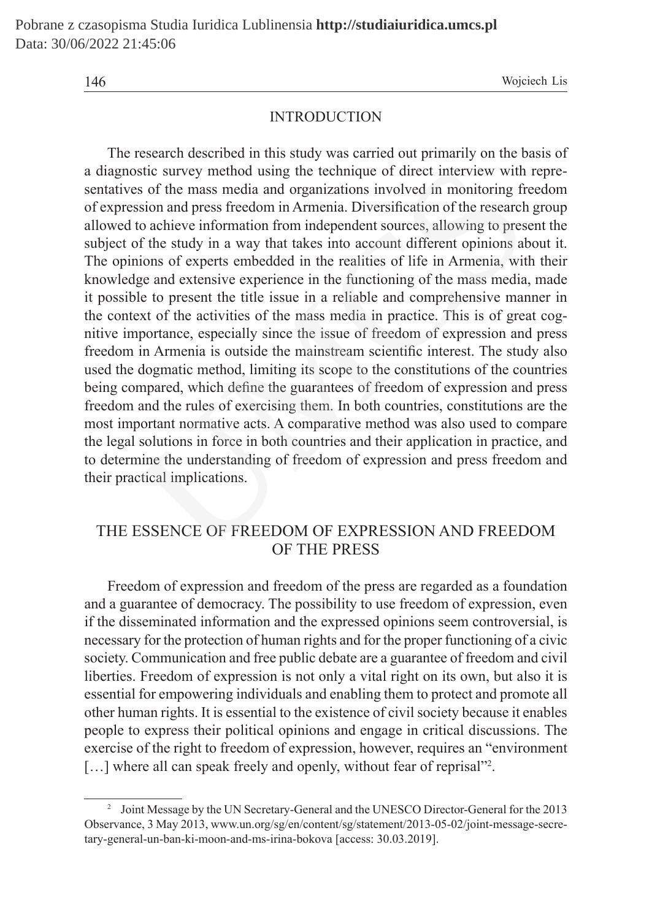## INTRODUCTION

The research described in this study was carried out primarily on the basis of a diagnostic survey method using the technique of direct interview with representatives of the mass media and organizations involved in monitoring freedom of expression and press freedom in Armenia. Diversification of the research group allowed to achieve information from independent sources, allowing to present the subject of the study in a way that takes into account different opinions about it. The opinions of experts embedded in the realities of life in Armenia, with their knowledge and extensive experience in the functioning of the mass media, made it possible to present the title issue in a reliable and comprehensive manner in the context of the activities of the mass media in practice. This is of great cognitive importance, especially since the issue of freedom of expression and press freedom in Armenia is outside the mainstream scientific interest. The study also used the dogmatic method, limiting its scope to the constitutions of the countries being compared, which define the guarantees of freedom of expression and press freedom and the rules of exercising them. In both countries, constitutions are the most important normative acts. A comparative method was also used to compare the legal solutions in force in both countries and their application in practice, and to determine the understanding of freedom of expression and press freedom and their practical implications.

## THE ESSENCE OF FREEDOM OF EXPRESSION AND FREEDOM OF THE PRESS

Freedom of expression and freedom of the press are regarded as a foundation and a guarantee of democracy. The possibility to use freedom of expression, even if the disseminated information and the expressed opinions seem controversial, is necessary for the protection of human rights and for the proper functioning of a civic society. Communication and free public debate are a guarantee of freedom and civil liberties. Freedom of expression is not only a vital right on its own, but also it is essential for empowering individuals and enabling them to protect and promote all other human rights. It is essential to the existence of civil society because it enables people to express their political opinions and engage in critical discussions. The exercise of the right to freedom of expression, however, requires an "environment […] where all can speak freely and openly, without fear of reprisal"[2].

[2] Joint Message by the UN Secretary-General and the UNESCO Director-General for the 2013 Observance, 3 May 2013, www.un.org/sg/en/content/sg/statement/2013-05-02/joint-message-secretary-general-un-ban-ki-moon-and-ms-irina-bokova [access: 30.03.2019].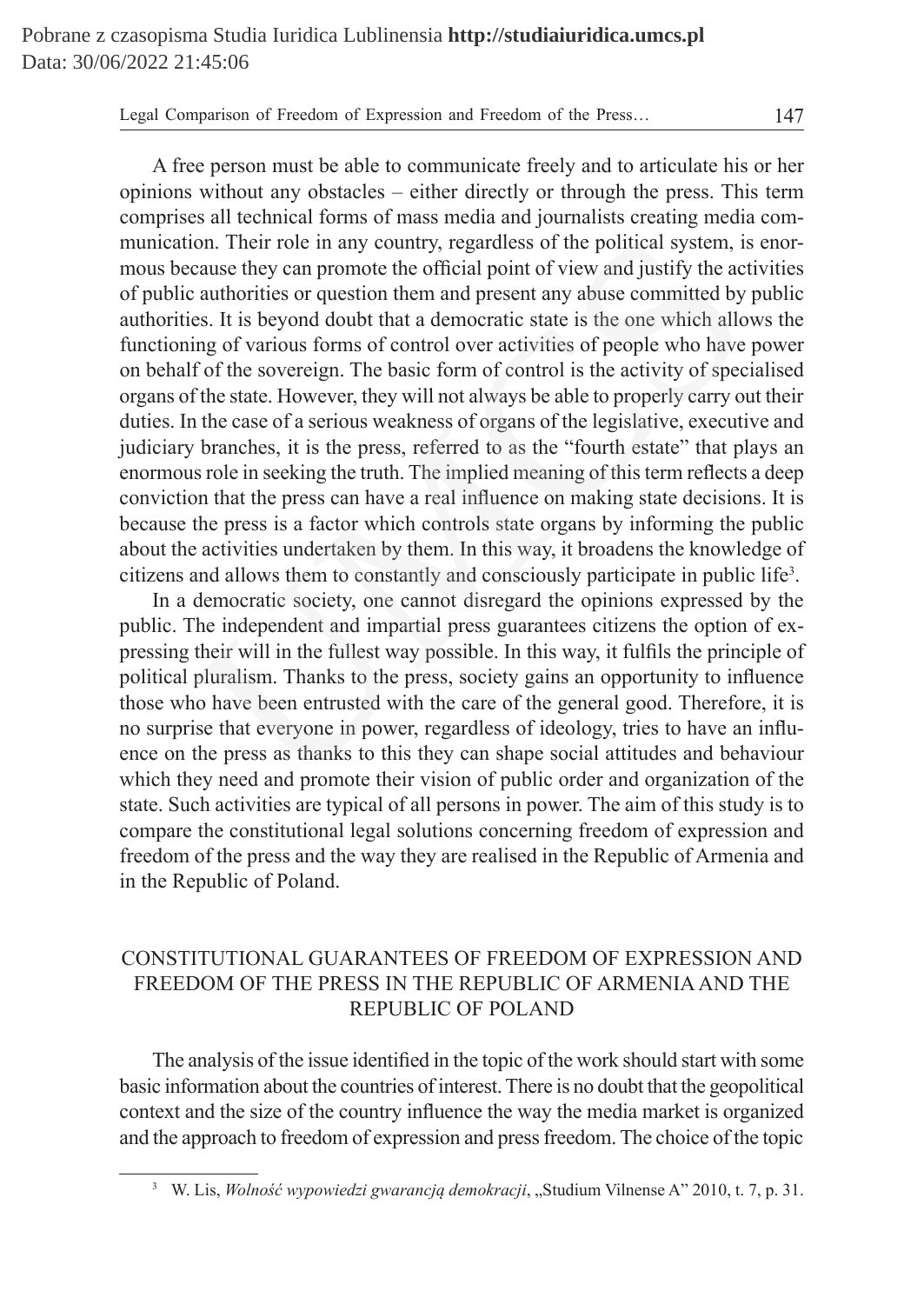A free person must be able to communicate freely and to articulate his or her opinions without any obstacles – either directly or through the press. This term comprises all technical forms of mass media and journalists creating media communication. Their role in any country, regardless of the political system, is enormous because they can promote the official point of view and justify the activities of public authorities or question them and present any abuse committed by public authorities. It is beyond doubt that a democratic state is the one which allows the functioning of various forms of control over activities of people who have power on behalf of the sovereign. The basic form of control is the activity of specialised organs of the state. However, they will not always be able to properly carry out their duties. In the case of a serious weakness of organs of the legislative, executive and judiciary branches, it is the press, referred to as the "fourth estate" that plays an enormous role in seeking the truth. The implied meaning of this term reflects a deep conviction that the press can have a real influence on making state decisions. It is because the press is a factor which controls state organs by informing the public about the activities undertaken by them. In this way, it broadens the knowledge of citizens and allows them to constantly and consciously participate in public life[3].

In a democratic society, one cannot disregard the opinions expressed by the public. The independent and impartial press guarantees citizens the option of expressing their will in the fullest way possible. In this way, it fulfils the principle of political pluralism. Thanks to the press, society gains an opportunity to influence those who have been entrusted with the care of the general good. Therefore, it is no surprise that everyone in power, regardless of ideology, tries to have an influence on the press as thanks to this they can shape social attitudes and behaviour which they need and promote their vision of public order and organization of the state. Such activities are typical of all persons in power. The aim of this study is to compare the constitutional legal solutions concerning freedom of expression and freedom of the press and the way they are realised in the Republic of Armenia and in the Republic of Poland.

## CONSTITUTIONAL GUARANTEES OF FREEDOM OF EXPRESSION AND FREEDOM OF THE PRESS IN THE REPUBLIC OF ARMENIA AND THE REPUBLIC OF POLAND

The analysis of the issue identified in the topic of the work should start with some basic information about the countries of interest. There is no doubt that the geopolitical context and the size of the country influence the way the media market is organized and the approach to freedom of expression and press freedom. The choice of the topic

---

[3] W. Lis, *Wolność wypowiedzi gwarancją demokracji*, „Studium Vilnense A" 2010, t. 7, p. 31.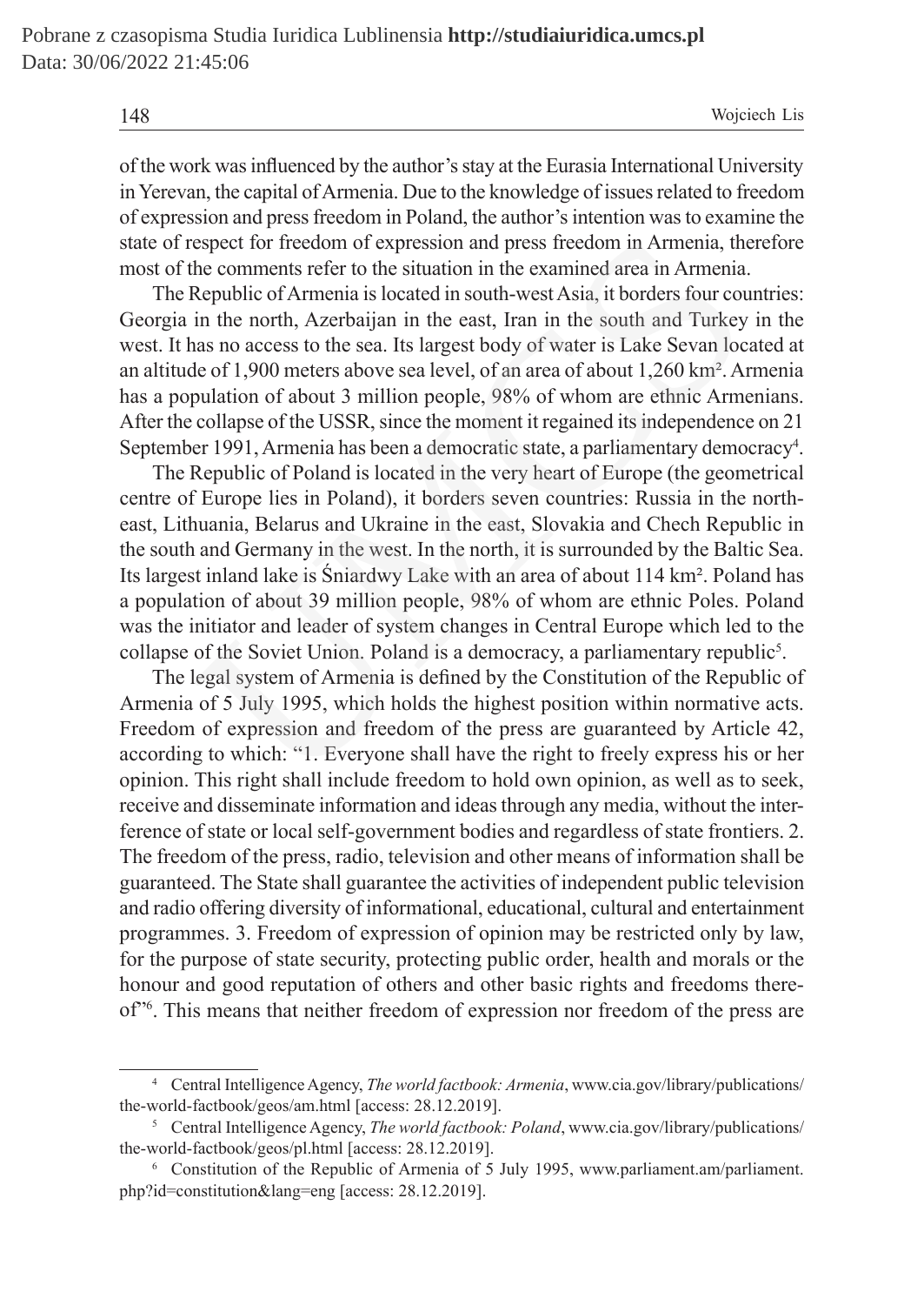of the work was influenced by the author's stay at the Eurasia International University in Yerevan, the capital of Armenia. Due to the knowledge of issues related to freedom of expression and press freedom in Poland, the author's intention was to examine the state of respect for freedom of expression and press freedom in Armenia, therefore most of the comments refer to the situation in the examined area in Armenia.

The Republic of Armenia is located in south-west Asia, it borders four countries: Georgia in the north, Azerbaijan in the east, Iran in the south and Turkey in the west. It has no access to the sea. Its largest body of water is Lake Sevan located at an altitude of 1,900 meters above sea level, of an area of about 1,260 km². Armenia has a population of about 3 million people, 98% of whom are ethnic Armenians. After the collapse of the USSR, since the moment it regained its independence on 21 September 1991, Armenia has been a democratic state, a parliamentary democracy[4].

The Republic of Poland is located in the very heart of Europe (the geometrical centre of Europe lies in Poland), it borders seven countries: Russia in the north-east, Lithuania, Belarus and Ukraine in the east, Slovakia and Chech Republic in the south and Germany in the west. In the north, it is surrounded by the Baltic Sea. Its largest inland lake is Śniardwy Lake with an area of about 114 km². Poland has a population of about 39 million people, 98% of whom are ethnic Poles. Poland was the initiator and leader of system changes in Central Europe which led to the collapse of the Soviet Union. Poland is a democracy, a parliamentary republic[5].

The legal system of Armenia is defined by the Constitution of the Republic of Armenia of 5 July 1995, which holds the highest position within normative acts. Freedom of expression and freedom of the press are guaranteed by Article 42, according to which: "1. Everyone shall have the right to freely express his or her opinion. This right shall include freedom to hold own opinion, as well as to seek, receive and disseminate information and ideas through any media, without the interference of state or local self-government bodies and regardless of state frontiers. 2. The freedom of the press, radio, television and other means of information shall be guaranteed. The State shall guarantee the activities of independent public television and radio offering diversity of informational, educational, cultural and entertainment programmes. 3. Freedom of expression of opinion may be restricted only by law, for the purpose of state security, protecting public order, health and morals or the honour and good reputation of others and other basic rights and freedoms thereof"[6]. This means that neither freedom of expression nor freedom of the press are

---

[4] Central Intelligence Agency, *The world factbook: Armenia*, www.cia.gov/library/publications/the-world-factbook/geos/am.html [access: 28.12.2019].

[5] Central Intelligence Agency, *The world factbook: Poland*, www.cia.gov/library/publications/the-world-factbook/geos/pl.html [access: 28.12.2019].

[6] Constitution of the Republic of Armenia of 5 July 1995, www.parliament.am/parliament.php?id=constitution&lang=eng [access: 28.12.2019].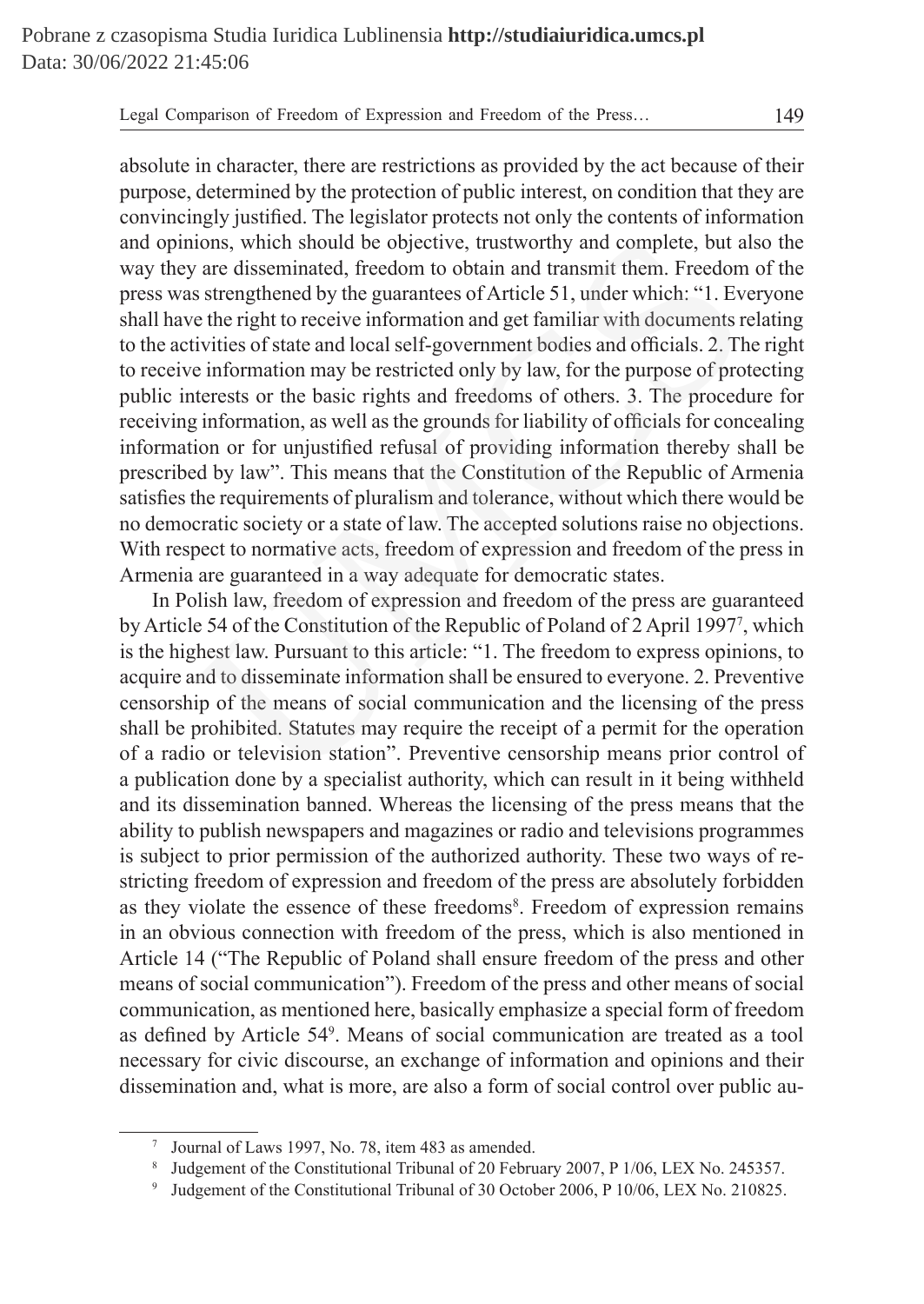absolute in character, there are restrictions as provided by the act because of their purpose, determined by the protection of public interest, on condition that they are convincingly justified. The legislator protects not only the contents of information and opinions, which should be objective, trustworthy and complete, but also the way they are disseminated, freedom to obtain and transmit them. Freedom of the press was strengthened by the guarantees of Article 51, under which: "1. Everyone shall have the right to receive information and get familiar with documents relating to the activities of state and local self-government bodies and officials. 2. The right to receive information may be restricted only by law, for the purpose of protecting public interests or the basic rights and freedoms of others. 3. The procedure for receiving information, as well as the grounds for liability of officials for concealing information or for unjustified refusal of providing information thereby shall be prescribed by law". This means that the Constitution of the Republic of Armenia satisfies the requirements of pluralism and tolerance, without which there would be no democratic society or a state of law. The accepted solutions raise no objections. With respect to normative acts, freedom of expression and freedom of the press in Armenia are guaranteed in a way adequate for democratic states.

In Polish law, freedom of expression and freedom of the press are guaranteed by Article 54 of the Constitution of the Republic of Poland of 2 April 1997[7], which is the highest law. Pursuant to this article: "1. The freedom to express opinions, to acquire and to disseminate information shall be ensured to everyone. 2. Preventive censorship of the means of social communication and the licensing of the press shall be prohibited. Statutes may require the receipt of a permit for the operation of a radio or television station". Preventive censorship means prior control of a publication done by a specialist authority, which can result in it being withheld and its dissemination banned. Whereas the licensing of the press means that the ability to publish newspapers and magazines or radio and televisions programmes is subject to prior permission of the authorized authority. These two ways of restricting freedom of expression and freedom of the press are absolutely forbidden as they violate the essence of these freedoms[8]. Freedom of expression remains in an obvious connection with freedom of the press, which is also mentioned in Article 14 ("The Republic of Poland shall ensure freedom of the press and other means of social communication"). Freedom of the press and other means of social communication, as mentioned here, basically emphasize a special form of freedom as defined by Article 54[9]. Means of social communication are treated as a tool necessary for civic discourse, an exchange of information and opinions and their dissemination and, what is more, are also a form of social control over public au-

---

[7] Journal of Laws 1997, No. 78, item 483 as amended.

[8] Judgement of the Constitutional Tribunal of 20 February 2007, P 1/06, LEX No. 245357.

[9] Judgement of the Constitutional Tribunal of 30 October 2006, P 10/06, LEX No. 210825.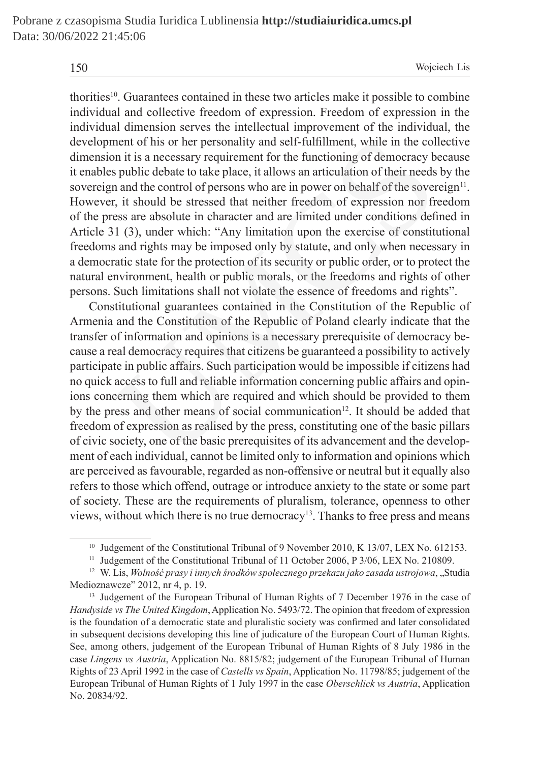thorities[10]. Guarantees contained in these two articles make it possible to combine individual and collective freedom of expression. Freedom of expression in the individual dimension serves the intellectual improvement of the individual, the development of his or her personality and self-fulfillment, while in the collective dimension it is a necessary requirement for the functioning of democracy because it enables public debate to take place, it allows an articulation of their needs by the sovereign and the control of persons who are in power on behalf of the sovereign[11]. However, it should be stressed that neither freedom of expression nor freedom of the press are absolute in character and are limited under conditions defined in Article 31 (3), under which: "Any limitation upon the exercise of constitutional freedoms and rights may be imposed only by statute, and only when necessary in a democratic state for the protection of its security or public order, or to protect the natural environment, health or public morals, or the freedoms and rights of other persons. Such limitations shall not violate the essence of freedoms and rights".

Constitutional guarantees contained in the Constitution of the Republic of Armenia and the Constitution of the Republic of Poland clearly indicate that the transfer of information and opinions is a necessary prerequisite of democracy because a real democracy requires that citizens be guaranteed a possibility to actively participate in public affairs. Such participation would be impossible if citizens had no quick access to full and reliable information concerning public affairs and opinions concerning them which are required and which should be provided to them by the press and other means of social communication[12]. It should be added that freedom of expression as realised by the press, constituting one of the basic pillars of civic society, one of the basic prerequisites of its advancement and the development of each individual, cannot be limited only to information and opinions which are perceived as favourable, regarded as non-offensive or neutral but it equally also refers to those which offend, outrage or introduce anxiety to the state or some part of society. These are the requirements of pluralism, tolerance, openness to other views, without which there is no true democracy[13]. Thanks to free press and means

---

[10] Judgement of the Constitutional Tribunal of 9 November 2010, K 13/07, LEX No. 612153.

[11] Judgement of the Constitutional Tribunal of 11 October 2006, P 3/06, LEX No. 210809.

[12] W. Lis, *Wolność prasy i innych środków społecznego przekazu jako zasada ustrojowa*, „Studia Medioznawcze" 2012, nr 4, p. 19.

[13] Judgement of the European Tribunal of Human Rights of 7 December 1976 in the case of *Handyside vs The United Kingdom*, Application No. 5493/72. The opinion that freedom of expression is the foundation of a democratic state and pluralistic society was confirmed and later consolidated in subsequent decisions developing this line of judicature of the European Court of Human Rights. See, among others, judgement of the European Tribunal of Human Rights of 8 July 1986 in the case *Lingens vs Austria*, Application No. 8815/82; judgement of the European Tribunal of Human Rights of 23 April 1992 in the case of *Castells vs Spain*, Application No. 11798/85; judgement of the European Tribunal of Human Rights of 1 July 1997 in the case *Oberschlick vs Austria*, Application No. 20834/92.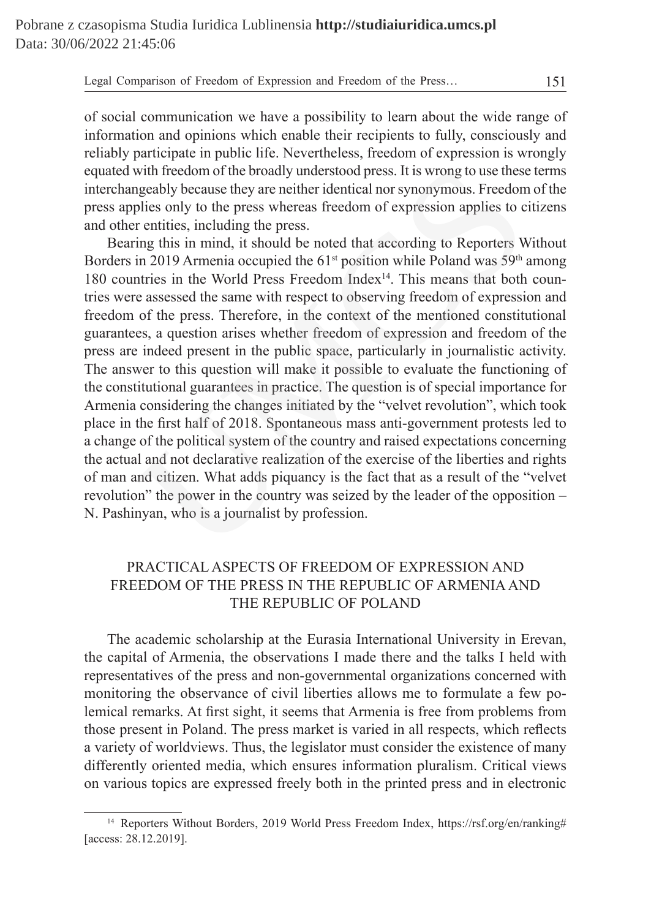of social communication we have a possibility to learn about the wide range of information and opinions which enable their recipients to fully, consciously and reliably participate in public life. Nevertheless, freedom of expression is wrongly equated with freedom of the broadly understood press. It is wrong to use these terms interchangeably because they are neither identical nor synonymous. Freedom of the press applies only to the press whereas freedom of expression applies to citizens and other entities, including the press.

Bearing this in mind, it should be noted that according to Reporters Without Borders in 2019 Armenia occupied the 61st position while Poland was 59th among 180 countries in the World Press Freedom Index[14]. This means that both countries were assessed the same with respect to observing freedom of expression and freedom of the press. Therefore, in the context of the mentioned constitutional guarantees, a question arises whether freedom of expression and freedom of the press are indeed present in the public space, particularly in journalistic activity. The answer to this question will make it possible to evaluate the functioning of the constitutional guarantees in practice. The question is of special importance for Armenia considering the changes initiated by the "velvet revolution", which took place in the first half of 2018. Spontaneous mass anti-government protests led to a change of the political system of the country and raised expectations concerning the actual and not declarative realization of the exercise of the liberties and rights of man and citizen. What adds piquancy is the fact that as a result of the "velvet revolution" the power in the country was seized by the leader of the opposition – N. Pashinyan, who is a journalist by profession.

## PRACTICAL ASPECTS OF FREEDOM OF EXPRESSION AND FREEDOM OF THE PRESS IN THE REPUBLIC OF ARMENIA AND THE REPUBLIC OF POLAND

The academic scholarship at the Eurasia International University in Erevan, the capital of Armenia, the observations I made there and the talks I held with representatives of the press and non-governmental organizations concerned with monitoring the observance of civil liberties allows me to formulate a few polemical remarks. At first sight, it seems that Armenia is free from problems from those present in Poland. The press market is varied in all respects, which reflects a variety of worldviews. Thus, the legislator must consider the existence of many differently oriented media, which ensures information pluralism. Critical views on various topics are expressed freely both in the printed press and in electronic

---

[14] Reporters Without Borders, 2019 World Press Freedom Index, https://rsf.org/en/ranking# [access: 28.12.2019].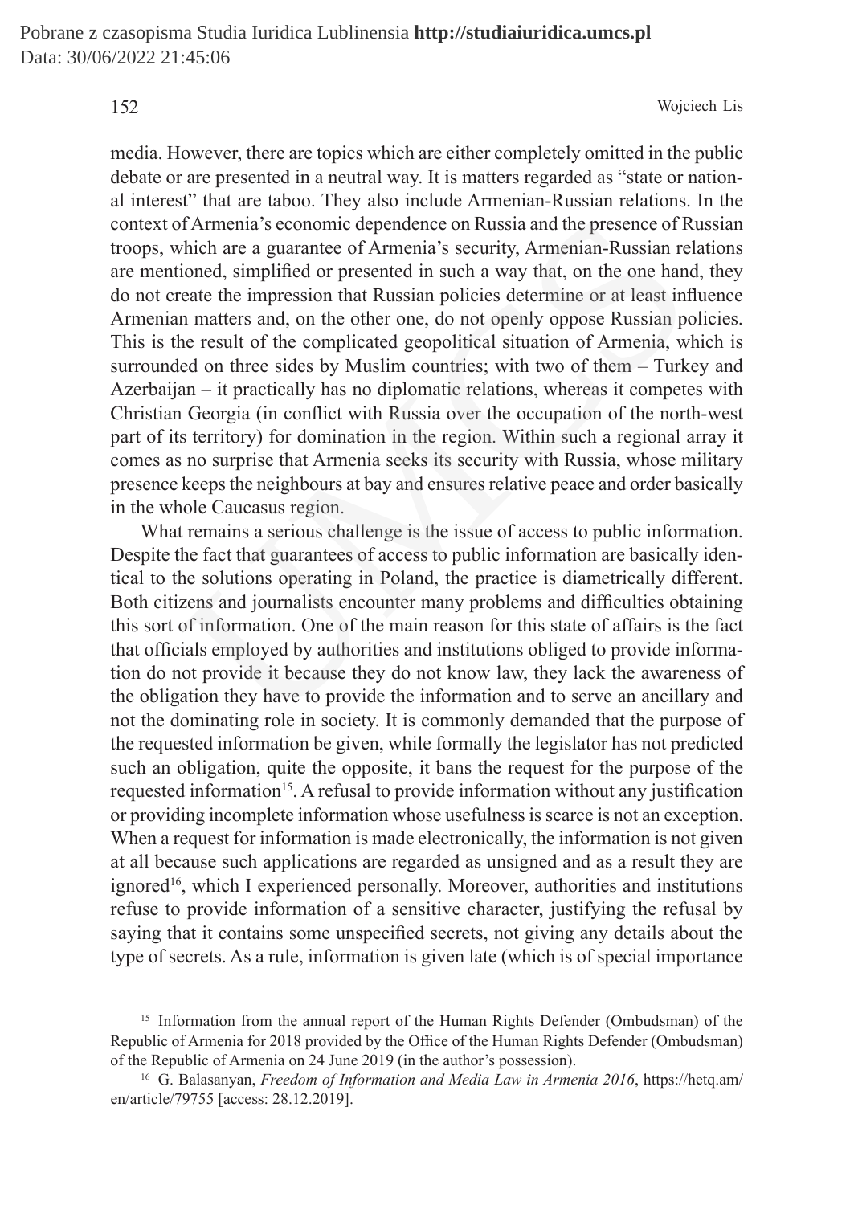media. However, there are topics which are either completely omitted in the public debate or are presented in a neutral way. It is matters regarded as "state or national interest" that are taboo. They also include Armenian-Russian relations. In the context of Armenia's economic dependence on Russia and the presence of Russian troops, which are a guarantee of Armenia's security, Armenian-Russian relations are mentioned, simplified or presented in such a way that, on the one hand, they do not create the impression that Russian policies determine or at least influence Armenian matters and, on the other one, do not openly oppose Russian policies. This is the result of the complicated geopolitical situation of Armenia, which is surrounded on three sides by Muslim countries; with two of them – Turkey and Azerbaijan – it practically has no diplomatic relations, whereas it competes with Christian Georgia (in conflict with Russia over the occupation of the north-west part of its territory) for domination in the region. Within such a regional array it comes as no surprise that Armenia seeks its security with Russia, whose military presence keeps the neighbours at bay and ensures relative peace and order basically in the whole Caucasus region.

What remains a serious challenge is the issue of access to public information. Despite the fact that guarantees of access to public information are basically identical to the solutions operating in Poland, the practice is diametrically different. Both citizens and journalists encounter many problems and difficulties obtaining this sort of information. One of the main reason for this state of affairs is the fact that officials employed by authorities and institutions obliged to provide information do not provide it because they do not know law, they lack the awareness of the obligation they have to provide the information and to serve an ancillary and not the dominating role in society. It is commonly demanded that the purpose of the requested information be given, while formally the legislator has not predicted such an obligation, quite the opposite, it bans the request for the purpose of the requested information[15]. A refusal to provide information without any justification or providing incomplete information whose usefulness is scarce is not an exception. When a request for information is made electronically, the information is not given at all because such applications are regarded as unsigned and as a result they are ignored[16], which I experienced personally. Moreover, authorities and institutions refuse to provide information of a sensitive character, justifying the refusal by saying that it contains some unspecified secrets, not giving any details about the type of secrets. As a rule, information is given late (which is of special importance

[15] Information from the annual report of the Human Rights Defender (Ombudsman) of the Republic of Armenia for 2018 provided by the Office of the Human Rights Defender (Ombudsman) of the Republic of Armenia on 24 June 2019 (in the author's possession).

[16] G. Balasanyan, *Freedom of Information and Media Law in Armenia 2016*, https://hetq.am/en/article/79755 [access: 28.12.2019].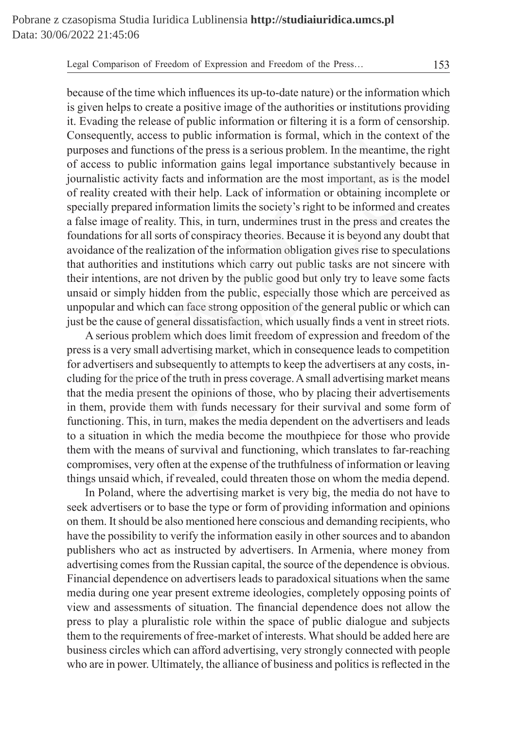because of the time which influences its up-to-date nature) or the information which is given helps to create a positive image of the authorities or institutions providing it. Evading the release of public information or filtering it is a form of censorship. Consequently, access to public information is formal, which in the context of the purposes and functions of the press is a serious problem. In the meantime, the right of access to public information gains legal importance substantively because in journalistic activity facts and information are the most important, as is the model of reality created with their help. Lack of information or obtaining incomplete or specially prepared information limits the society's right to be informed and creates a false image of reality. This, in turn, undermines trust in the press and creates the foundations for all sorts of conspiracy theories. Because it is beyond any doubt that avoidance of the realization of the information obligation gives rise to speculations that authorities and institutions which carry out public tasks are not sincere with their intentions, are not driven by the public good but only try to leave some facts unsaid or simply hidden from the public, especially those which are perceived as unpopular and which can face strong opposition of the general public or which can just be the cause of general dissatisfaction, which usually finds a vent in street riots.

A serious problem which does limit freedom of expression and freedom of the press is a very small advertising market, which in consequence leads to competition for advertisers and subsequently to attempts to keep the advertisers at any costs, including for the price of the truth in press coverage. A small advertising market means that the media present the opinions of those, who by placing their advertisements in them, provide them with funds necessary for their survival and some form of functioning. This, in turn, makes the media dependent on the advertisers and leads to a situation in which the media become the mouthpiece for those who provide them with the means of survival and functioning, which translates to far-reaching compromises, very often at the expense of the truthfulness of information or leaving things unsaid which, if revealed, could threaten those on whom the media depend.

In Poland, where the advertising market is very big, the media do not have to seek advertisers or to base the type or form of providing information and opinions on them. It should be also mentioned here conscious and demanding recipients, who have the possibility to verify the information easily in other sources and to abandon publishers who act as instructed by advertisers. In Armenia, where money from advertising comes from the Russian capital, the source of the dependence is obvious. Financial dependence on advertisers leads to paradoxical situations when the same media during one year present extreme ideologies, completely opposing points of view and assessments of situation. The financial dependence does not allow the press to play a pluralistic role within the space of public dialogue and subjects them to the requirements of free-market of interests. What should be added here are business circles which can afford advertising, very strongly connected with people who are in power. Ultimately, the alliance of business and politics is reflected in the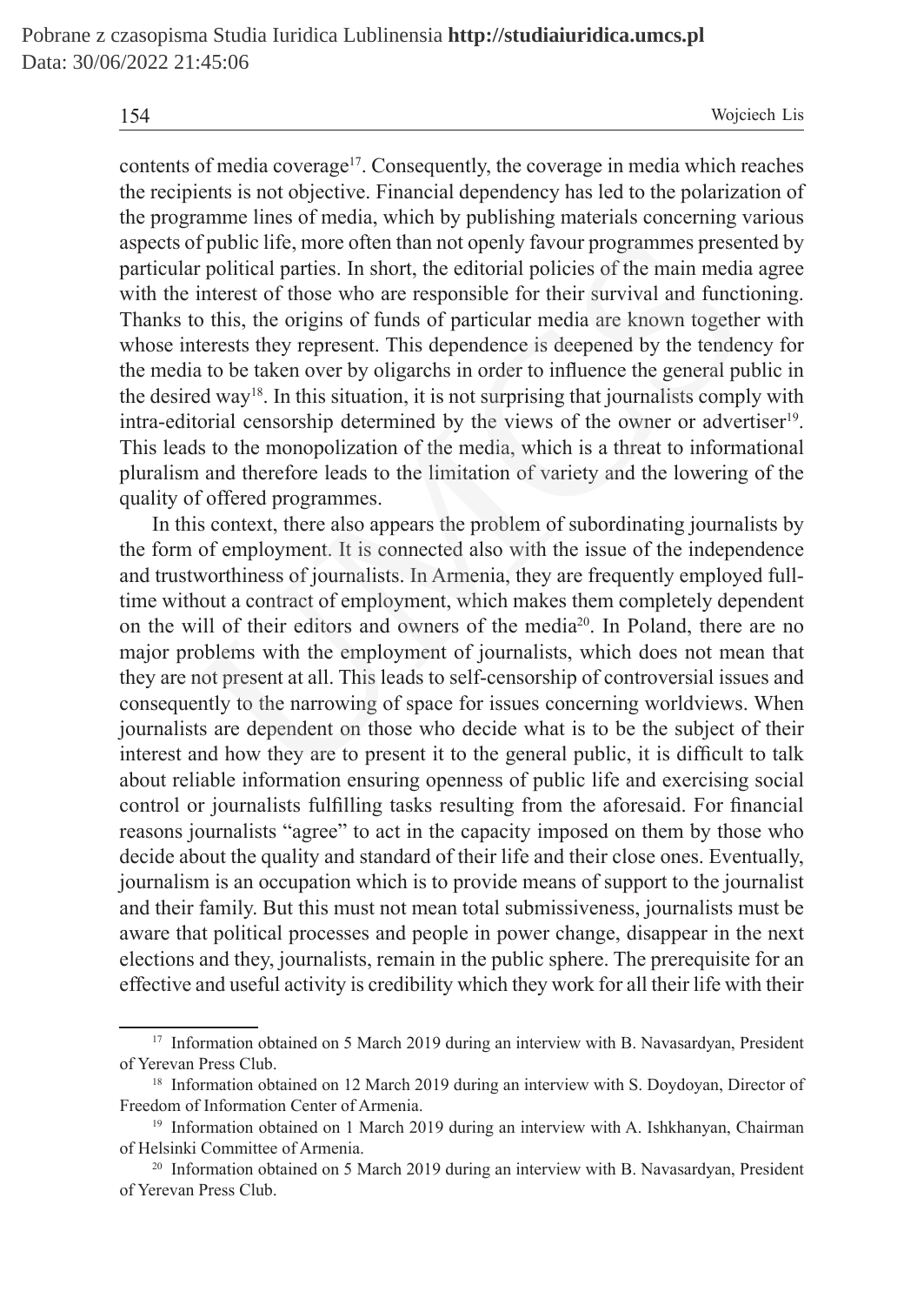contents of media coverage[17]. Consequently, the coverage in media which reaches the recipients is not objective. Financial dependency has led to the polarization of the programme lines of media, which by publishing materials concerning various aspects of public life, more often than not openly favour programmes presented by particular political parties. In short, the editorial policies of the main media agree with the interest of those who are responsible for their survival and functioning. Thanks to this, the origins of funds of particular media are known together with whose interests they represent. This dependence is deepened by the tendency for the media to be taken over by oligarchs in order to influence the general public in the desired way[18]. In this situation, it is not surprising that journalists comply with intra-editorial censorship determined by the views of the owner or advertiser[19]. This leads to the monopolization of the media, which is a threat to informational pluralism and therefore leads to the limitation of variety and the lowering of the quality of offered programmes.

In this context, there also appears the problem of subordinating journalists by the form of employment. It is connected also with the issue of the independence and trustworthiness of journalists. In Armenia, they are frequently employed full-time without a contract of employment, which makes them completely dependent on the will of their editors and owners of the media[20]. In Poland, there are no major problems with the employment of journalists, which does not mean that they are not present at all. This leads to self-censorship of controversial issues and consequently to the narrowing of space for issues concerning worldviews. When journalists are dependent on those who decide what is to be the subject of their interest and how they are to present it to the general public, it is difficult to talk about reliable information ensuring openness of public life and exercising social control or journalists fulfilling tasks resulting from the aforesaid. For financial reasons journalists "agree" to act in the capacity imposed on them by those who decide about the quality and standard of their life and their close ones. Eventually, journalism is an occupation which is to provide means of support to the journalist and their family. But this must not mean total submissiveness, journalists must be aware that political processes and people in power change, disappear in the next elections and they, journalists, remain in the public sphere. The prerequisite for an effective and useful activity is credibility which they work for all their life with their

---

[17] Information obtained on 5 March 2019 during an interview with B. Navasardyan, President of Yerevan Press Club.

[18] Information obtained on 12 March 2019 during an interview with S. Doydoyan, Director of Freedom of Information Center of Armenia.

[19] Information obtained on 1 March 2019 during an interview with A. Ishkhanyan, Chairman of Helsinki Committee of Armenia.

[20] Information obtained on 5 March 2019 during an interview with B. Navasardyan, President of Yerevan Press Club.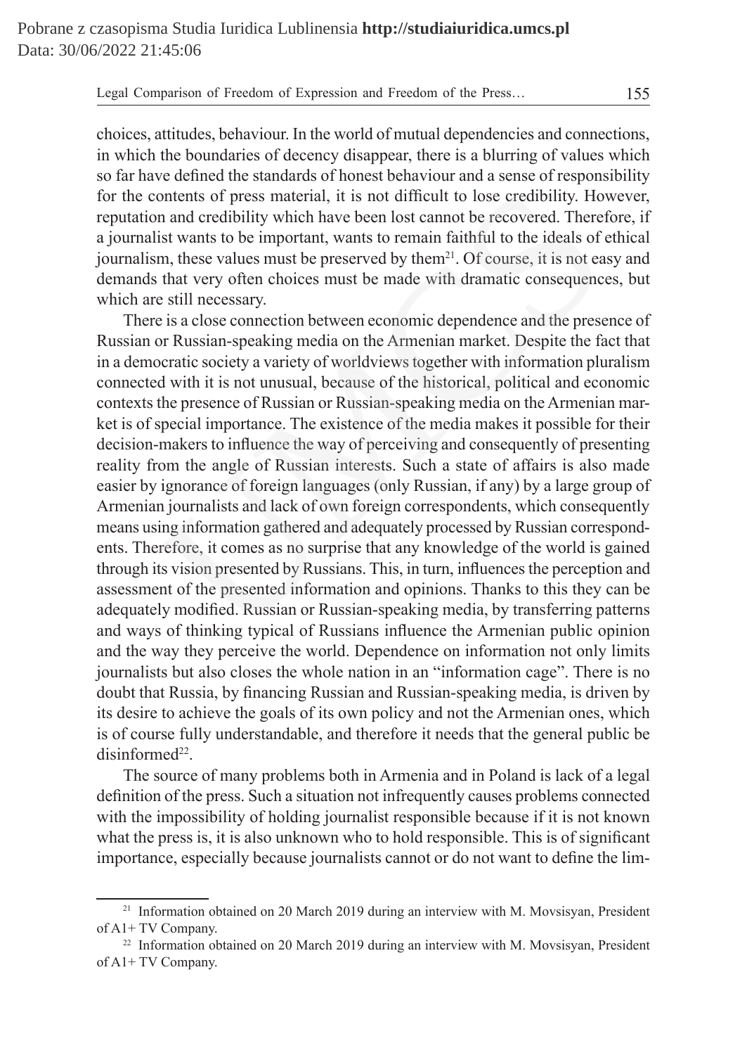choices, attitudes, behaviour. In the world of mutual dependencies and connections, in which the boundaries of decency disappear, there is a blurring of values which so far have defined the standards of honest behaviour and a sense of responsibility for the contents of press material, it is not difficult to lose credibility. However, reputation and credibility which have been lost cannot be recovered. Therefore, if a journalist wants to be important, wants to remain faithful to the ideals of ethical journalism, these values must be preserved by them[21]. Of course, it is not easy and demands that very often choices must be made with dramatic consequences, but which are still necessary.

There is a close connection between economic dependence and the presence of Russian or Russian-speaking media on the Armenian market. Despite the fact that in a democratic society a variety of worldviews together with information pluralism connected with it is not unusual, because of the historical, political and economic contexts the presence of Russian or Russian-speaking media on the Armenian market is of special importance. The existence of the media makes it possible for their decision-makers to influence the way of perceiving and consequently of presenting reality from the angle of Russian interests. Such a state of affairs is also made easier by ignorance of foreign languages (only Russian, if any) by a large group of Armenian journalists and lack of own foreign correspondents, which consequently means using information gathered and adequately processed by Russian correspondents. Therefore, it comes as no surprise that any knowledge of the world is gained through its vision presented by Russians. This, in turn, influences the perception and assessment of the presented information and opinions. Thanks to this they can be adequately modified. Russian or Russian-speaking media, by transferring patterns and ways of thinking typical of Russians influence the Armenian public opinion and the way they perceive the world. Dependence on information not only limits journalists but also closes the whole nation in an "information cage". There is no doubt that Russia, by financing Russian and Russian-speaking media, is driven by its desire to achieve the goals of its own policy and not the Armenian ones, which is of course fully understandable, and therefore it needs that the general public be disinformed[22].

The source of many problems both in Armenia and in Poland is lack of a legal definition of the press. Such a situation not infrequently causes problems connected with the impossibility of holding journalist responsible because if it is not known what the press is, it is also unknown who to hold responsible. This is of significant importance, especially because journalists cannot or do not want to define the lim-

[21] Information obtained on 20 March 2019 during an interview with M. Movsisyan, President of A1+ TV Company.

[22] Information obtained on 20 March 2019 during an interview with M. Movsisyan, President of A1+ TV Company.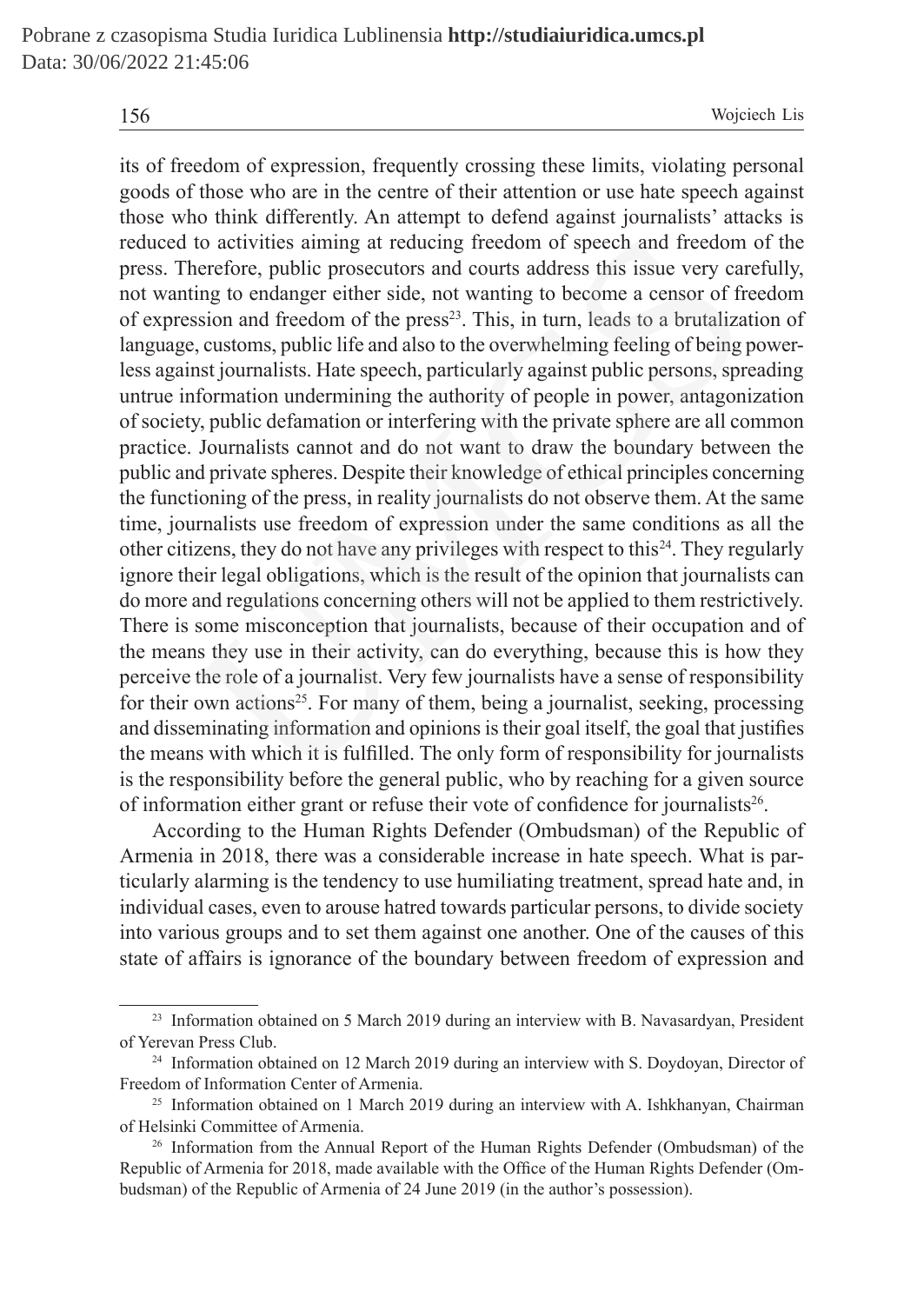its of freedom of expression, frequently crossing these limits, violating personal goods of those who are in the centre of their attention or use hate speech against those who think differently. An attempt to defend against journalists' attacks is reduced to activities aiming at reducing freedom of speech and freedom of the press. Therefore, public prosecutors and courts address this issue very carefully, not wanting to endanger either side, not wanting to become a censor of freedom of expression and freedom of the press[23]. This, in turn, leads to a brutalization of language, customs, public life and also to the overwhelming feeling of being powerless against journalists. Hate speech, particularly against public persons, spreading untrue information undermining the authority of people in power, antagonization of society, public defamation or interfering with the private sphere are all common practice. Journalists cannot and do not want to draw the boundary between the public and private spheres. Despite their knowledge of ethical principles concerning the functioning of the press, in reality journalists do not observe them. At the same time, journalists use freedom of expression under the same conditions as all the other citizens, they do not have any privileges with respect to this[24]. They regularly ignore their legal obligations, which is the result of the opinion that journalists can do more and regulations concerning others will not be applied to them restrictively. There is some misconception that journalists, because of their occupation and of the means they use in their activity, can do everything, because this is how they perceive the role of a journalist. Very few journalists have a sense of responsibility for their own actions[25]. For many of them, being a journalist, seeking, processing and disseminating information and opinions is their goal itself, the goal that justifies the means with which it is fulfilled. The only form of responsibility for journalists is the responsibility before the general public, who by reaching for a given source of information either grant or refuse their vote of confidence for journalists[26].

According to the Human Rights Defender (Ombudsman) of the Republic of Armenia in 2018, there was a considerable increase in hate speech. What is particularly alarming is the tendency to use humiliating treatment, spread hate and, in individual cases, even to arouse hatred towards particular persons, to divide society into various groups and to set them against one another. One of the causes of this state of affairs is ignorance of the boundary between freedom of expression and

---

[23] Information obtained on 5 March 2019 during an interview with B. Navasardyan, President of Yerevan Press Club.

[24] Information obtained on 12 March 2019 during an interview with S. Doydoyan, Director of Freedom of Information Center of Armenia.

[25] Information obtained on 1 March 2019 during an interview with A. Ishkhanyan, Chairman of Helsinki Committee of Armenia.

[26] Information from the Annual Report of the Human Rights Defender (Ombudsman) of the Republic of Armenia for 2018, made available with the Office of the Human Rights Defender (Ombudsman) of the Republic of Armenia of 24 June 2019 (in the author's possession).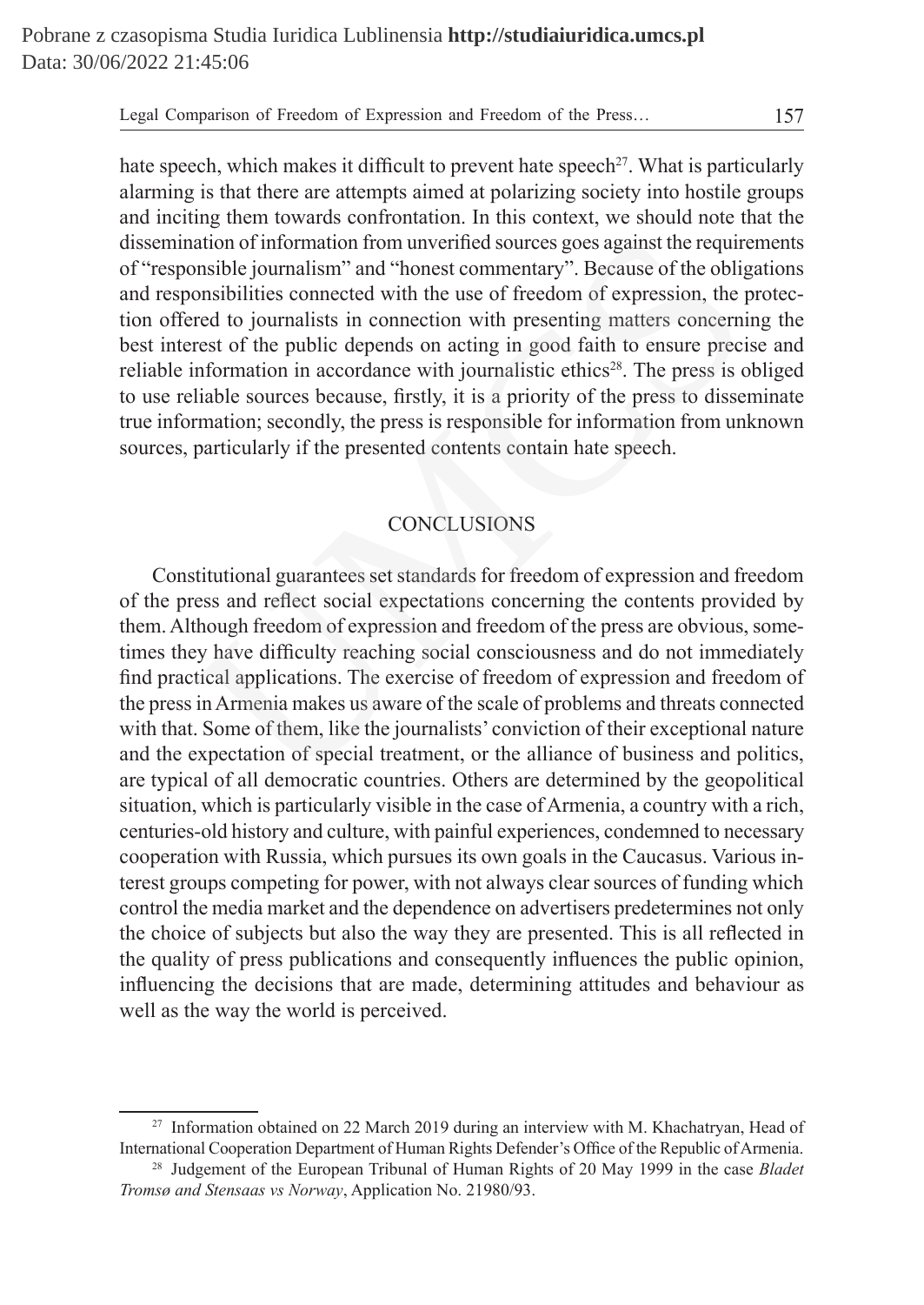hate speech, which makes it difficult to prevent hate speech[27]. What is particularly alarming is that there are attempts aimed at polarizing society into hostile groups and inciting them towards confrontation. In this context, we should note that the dissemination of information from unverified sources goes against the requirements of "responsible journalism" and "honest commentary". Because of the obligations and responsibilities connected with the use of freedom of expression, the protection offered to journalists in connection with presenting matters concerning the best interest of the public depends on acting in good faith to ensure precise and reliable information in accordance with journalistic ethics[28]. The press is obliged to use reliable sources because, firstly, it is a priority of the press to disseminate true information; secondly, the press is responsible for information from unknown sources, particularly if the presented contents contain hate speech.

## CONCLUSIONS

Constitutional guarantees set standards for freedom of expression and freedom of the press and reflect social expectations concerning the contents provided by them. Although freedom of expression and freedom of the press are obvious, sometimes they have difficulty reaching social consciousness and do not immediately find practical applications. The exercise of freedom of expression and freedom of the press in Armenia makes us aware of the scale of problems and threats connected with that. Some of them, like the journalists' conviction of their exceptional nature and the expectation of special treatment, or the alliance of business and politics, are typical of all democratic countries. Others are determined by the geopolitical situation, which is particularly visible in the case of Armenia, a country with a rich, centuries-old history and culture, with painful experiences, condemned to necessary cooperation with Russia, which pursues its own goals in the Caucasus. Various interest groups competing for power, with not always clear sources of funding which control the media market and the dependence on advertisers predetermines not only the choice of subjects but also the way they are presented. This is all reflected in the quality of press publications and consequently influences the public opinion, influencing the decisions that are made, determining attitudes and behaviour as well as the way the world is perceived.

---

[27] Information obtained on 22 March 2019 during an interview with M. Khachatryan, Head of International Cooperation Department of Human Rights Defender's Office of the Republic of Armenia.

[28] Judgement of the European Tribunal of Human Rights of 20 May 1999 in the case *Bladet Tromsø and Stensaas vs Norway*, Application No. 21980/93.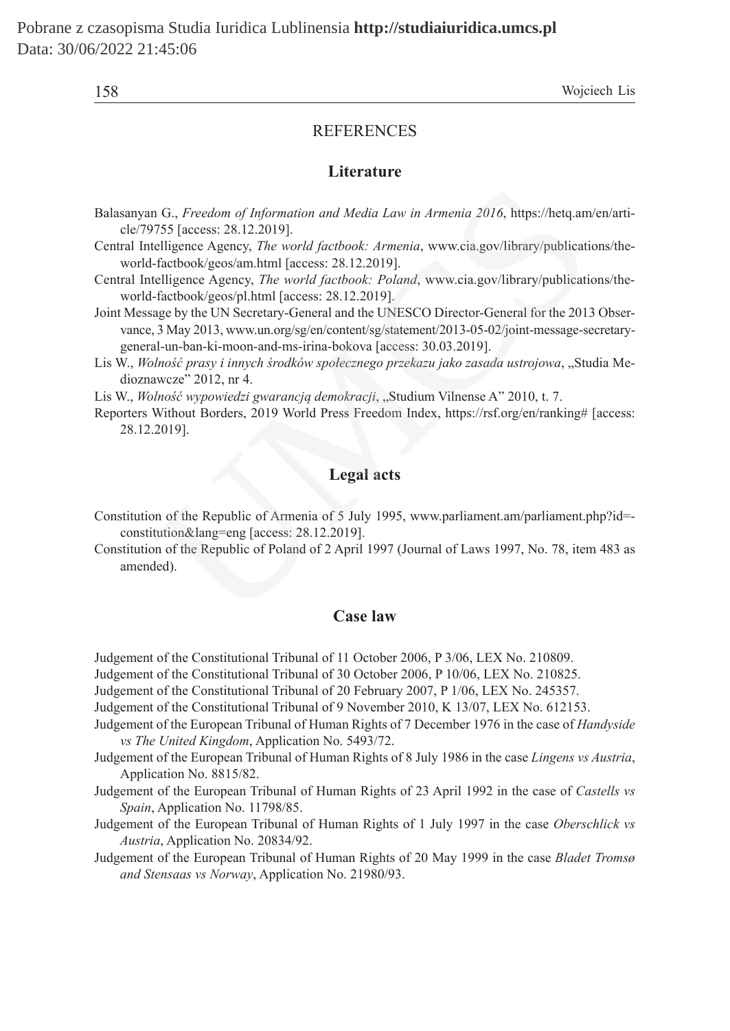## REFERENCES

### Literature

Balasanyan G., *Freedom of Information and Media Law in Armenia 2016*, https://hetq.am/en/article/79755 [access: 28.12.2019].

Central Intelligence Agency, *The world factbook: Armenia*, www.cia.gov/library/publications/the-world-factbook/geos/am.html [access: 28.12.2019].

Central Intelligence Agency, *The world factbook: Poland*, www.cia.gov/library/publications/the-world-factbook/geos/pl.html [access: 28.12.2019].

Joint Message by the UN Secretary-General and the UNESCO Director-General for the 2013 Observance, 3 May 2013, www.un.org/sg/en/content/sg/statement/2013-05-02/joint-message-secretary-general-un-ban-ki-moon-and-ms-irina-bokova [access: 30.03.2019].

Lis W., *Wolność prasy i innych środków społecznego przekazu jako zasada ustrojowa*, „Studia Medioznawcze" 2012, nr 4.

Lis W., *Wolność wypowiedzi gwarancją demokracji*, „Studium Vilnense A" 2010, t. 7.

Reporters Without Borders, 2019 World Press Freedom Index, https://rsf.org/en/ranking# [access: 28.12.2019].

### Legal acts

Constitution of the Republic of Armenia of 5 July 1995, www.parliament.am/parliament.php?id=-constitution&lang=eng [access: 28.12.2019].

Constitution of the Republic of Poland of 2 April 1997 (Journal of Laws 1997, No. 78, item 483 as amended).

### Case law

Judgement of the Constitutional Tribunal of 11 October 2006, P 3/06, LEX No. 210809.

Judgement of the Constitutional Tribunal of 30 October 2006, P 10/06, LEX No. 210825.

Judgement of the Constitutional Tribunal of 20 February 2007, P 1/06, LEX No. 245357.

Judgement of the Constitutional Tribunal of 9 November 2010, K 13/07, LEX No. 612153.

Judgement of the European Tribunal of Human Rights of 7 December 1976 in the case of *Handyside vs The United Kingdom*, Application No. 5493/72.

Judgement of the European Tribunal of Human Rights of 8 July 1986 in the case *Lingens vs Austria*, Application No. 8815/82.

Judgement of the European Tribunal of Human Rights of 23 April 1992 in the case of *Castells vs Spain*, Application No. 11798/85.

Judgement of the European Tribunal of Human Rights of 1 July 1997 in the case *Oberschlick vs Austria*, Application No. 20834/92.

Judgement of the European Tribunal of Human Rights of 20 May 1999 in the case *Bladet Tromsø and Stensaas vs Norway*, Application No. 21980/93.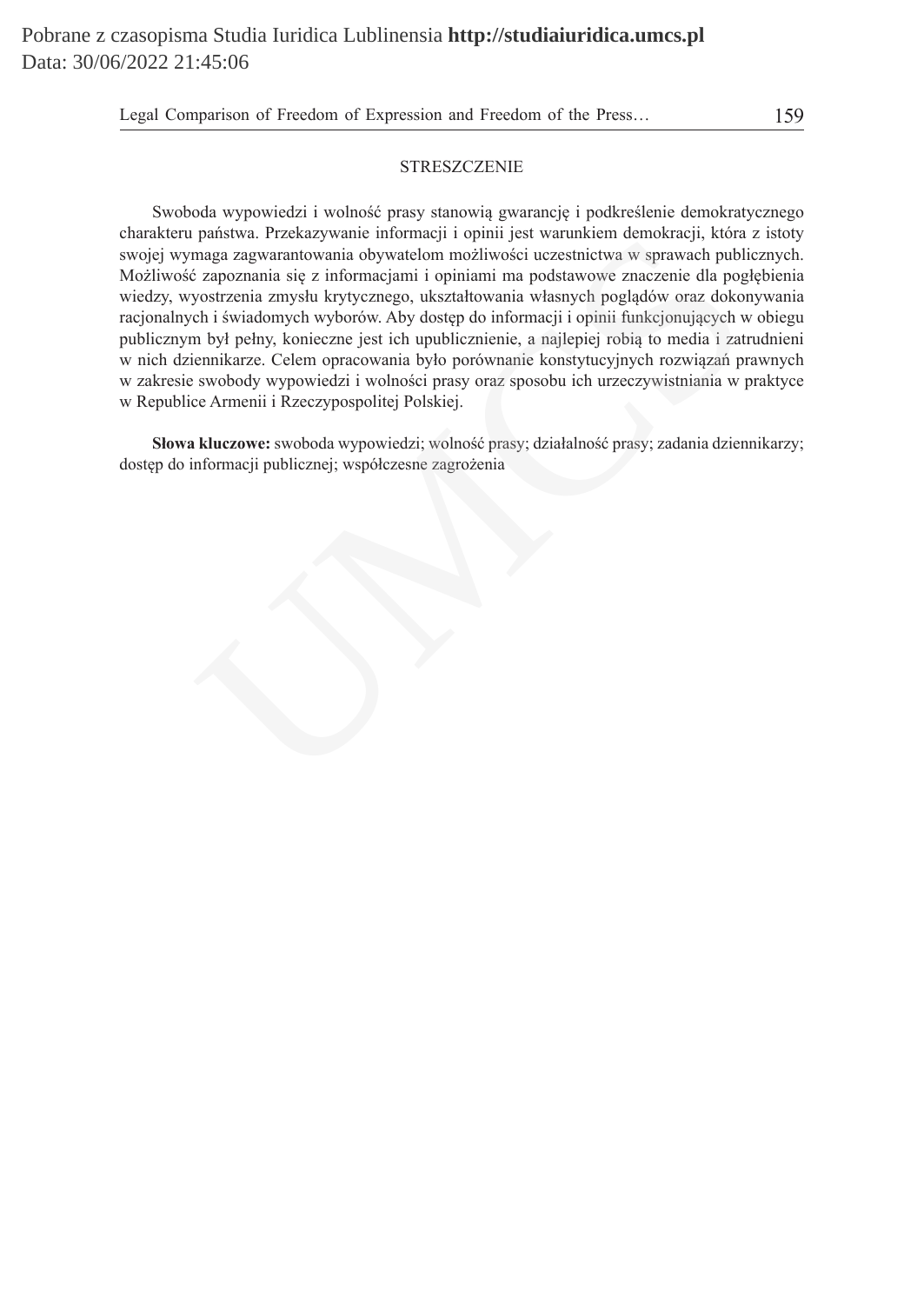## STRESZCZENIE

Swoboda wypowiedzi i wolność prasy stanowią gwarancję i podkreślenie demokratycznego charakteru państwa. Przekazywanie informacji i opinii jest warunkiem demokracji, która z istoty swojej wymaga zagwarantowania obywatelom możliwości uczestnictwa w sprawach publicznych. Możliwość zapoznania się z informacjami i opiniami ma podstawowe znaczenie dla pogłębienia wiedzy, wyostrzenia zmysłu krytycznego, ukształtowania własnych poglądów oraz dokonywania racjonalnych i świadomych wyborów. Aby dostęp do informacji i opinii funkcjonujących w obiegu publicznym był pełny, konieczne jest ich upublicznienie, a najlepiej robią to media i zatrudnieni w nich dziennikarze. Celem opracowania było porównanie konstytucyjnych rozwiązań prawnych w zakresie swobody wypowiedzi i wolności prasy oraz sposobu ich urzeczywistniania w praktyce w Republice Armenii i Rzeczypospolitej Polskiej.

**Słowa kluczowe:** swoboda wypowiedzi; wolność prasy; działalność prasy; zadania dziennikarzy; dostęp do informacji publicznej; współczesne zagrożenia